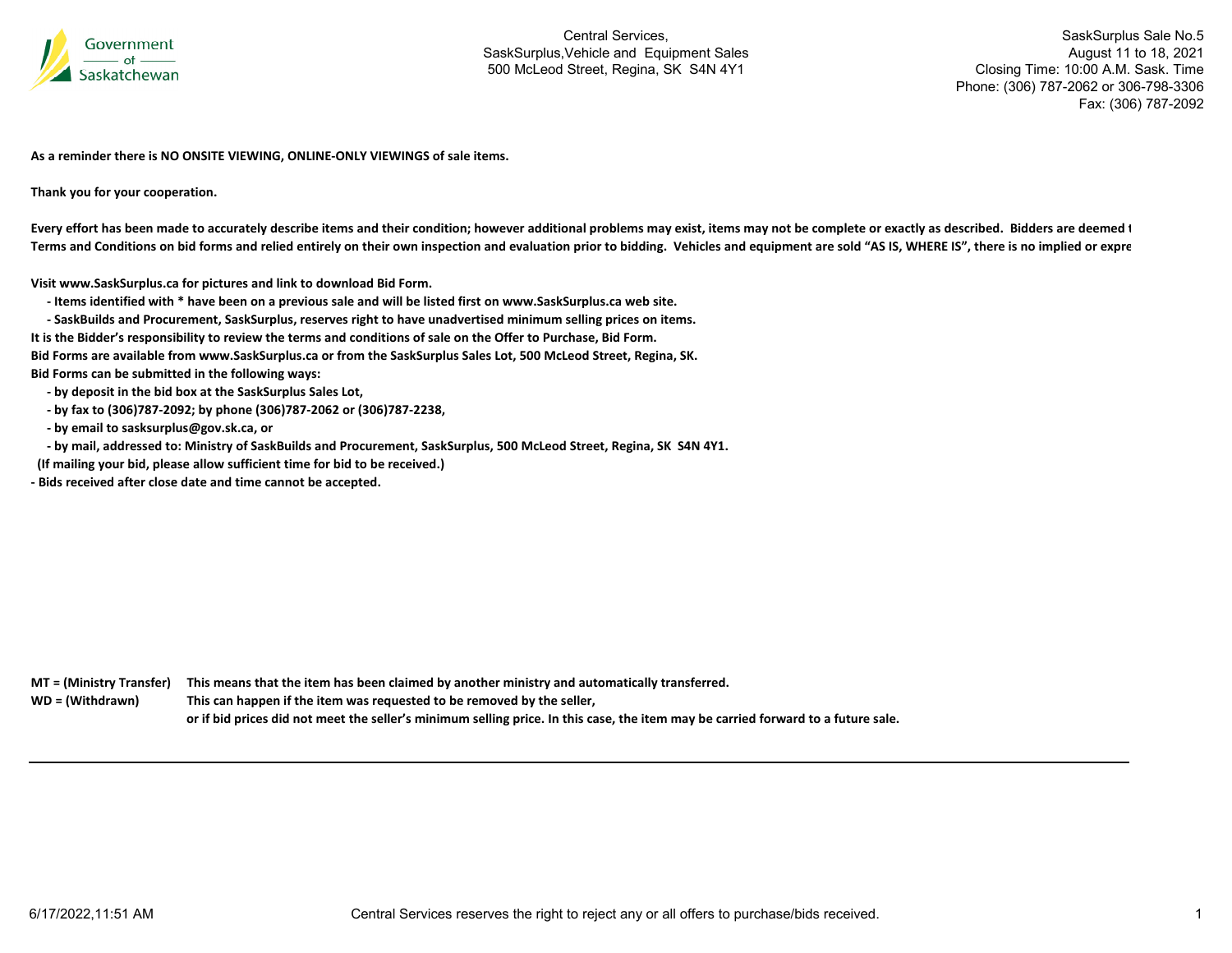Central Services,
SaskSurplus,Vehicle and Equipment Sales
500 McLeod Street, Regina, SK S4N 4Y1

SaskSurplus Sale No.5
August 11 to 18, 2021
Closing Time: 10:00 A.M. Sask. Time
Phone: (306) 787-2062 or 306-798-3306
Fax: (306) 787-2092

**As a reminder there is NO ONSITE VIEWING, ONLINE-ONLY VIEWINGS of sale items.**

**Thank you for your cooperation.**

**Every effort has been made to accurately describe items and their condition; however additional problems may exist, items may not be complete or exactly as described. Bidders are deemed t**
**Terms and Conditions on bid forms and relied entirely on their own inspection and evaluation prior to bidding. Vehicles and equipment are sold "AS IS, WHERE IS", there is no implied or expre**

**Visit www.SaskSurplus.ca for pictures and link to download Bid Form.**

- **Items identified with * have been on a previous sale and will be listed first on www.SaskSurplus.ca web site.**
- **SaskBuilds and Procurement, SaskSurplus, reserves right to have unadvertised minimum selling prices on items.**

**It is the Bidder's responsibility to review the terms and conditions of sale on the Offer to Purchase, Bid Form.**
**Bid Forms are available from www.SaskSurplus.ca or from the SaskSurplus Sales Lot, 500 McLeod Street, Regina, SK.**
**Bid Forms can be submitted in the following ways:**

- **by deposit in the bid box at the SaskSurplus Sales Lot,**
- **by fax to (306)787-2092; by phone (306)787-2062 or (306)787-2238,**
- **by email to sasksurplus@gov.sk.ca, or**
- **by mail, addressed to: Ministry of SaskBuilds and Procurement, SaskSurplus, 500 McLeod Street, Regina, SK S4N 4Y1.**

**(If mailing your bid, please allow sufficient time for bid to be received.)**

**- Bids received after close date and time cannot be accepted.**

| | |
|---|---|
| **MT = (Ministry Transfer)** | **This means that the item has been claimed by another ministry and automatically transferred.** |
| **WD = (Withdrawn)** | **This can happen if the item was requested to be removed by the seller,** |
| | **or if bid prices did not meet the seller's minimum selling price. In this case, the item may be carried forward to a future sale.** |

6/17/2022,11:51 AM

Central Services reserves the right to reject any or all offers to purchase/bids received.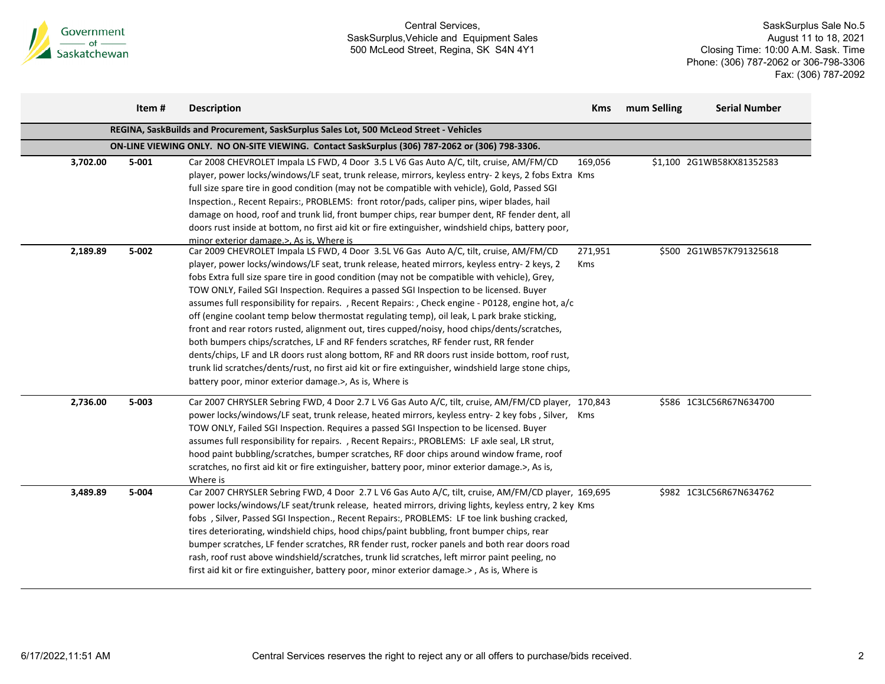Central Services,
SaskSurplus,Vehicle and Equipment Sales
500 McLeod Street, Regina, SK S4N 4Y1

SaskSurplus Sale No.5
August 11 to 18, 2021
Closing Time: 10:00 A.M. Sask. Time
Phone: (306) 787-2062 or 306-798-3306
Fax: (306) 787-2092

| | Item # | Description | Kms | mum Selling | Serial Number |
|---|---|---|---|---|---|
| | | **REGINA, SaskBuilds and Procurement, SaskSurplus Sales Lot, 500 McLeod Street - Vehicles** | | | |
| | | **ON-LINE VIEWING ONLY. NO ON-SITE VIEWING. Contact SaskSurplus (306) 787-2062 or (306) 798-3306.** | | | |
| 3,702.00 | 5-001 | Car 2008 CHEVROLET Impala LS FWD, 4 Door 3.5 L V6 Gas Auto A/C, tilt, cruise, AM/FM/CD player, power locks/windows/LF seat, trunk release, mirrors, keyless entry- 2 keys, 2 fobs Extra full size spare tire in good condition (may not be compatible with vehicle), Gold, Passed SGI Inspection., Recent Repairs:, PROBLEMS: front rotor/pads, caliper pins, wiper blades, hail damage on hood, roof and trunk lid, front bumper chips, rear bumper dent, RF fender dent, all doors rust inside at bottom, no first aid kit or fire extinguisher, windshield chips, battery poor, minor exterior damage.>, As is, Where is | 169,056 Kms | $1,100 | 2G1WB58KX81352583 |
| 2,189.89 | 5-002 | Car 2009 CHEVROLET Impala LS FWD, 4 Door 3.5L V6 Gas Auto A/C, tilt, cruise, AM/FM/CD player, power locks/windows/LF seat, trunk release, heated mirrors, keyless entry- 2 keys, 2 fobs Extra full size spare tire in good condition (may not be compatible with vehicle), Grey, TOW ONLY, Failed SGI Inspection. Requires a passed SGI Inspection to be licensed. Buyer assumes full responsibility for repairs. , Recent Repairs: , Check engine - P0128, engine hot, a/c off (engine coolant temp below thermostat regulating temp), oil leak, L park brake sticking, front and rear rotors rusted, alignment out, tires cupped/noisy, hood chips/dents/scratches, both bumpers chips/scratches, LF and RF fenders scratches, RF fender rust, RR fender dents/chips, LF and LR doors rust along bottom, RF and RR doors rust inside bottom, roof rust, trunk lid scratches/dents/rust, no first aid kit or fire extinguisher, windshield large stone chips, battery poor, minor exterior damage.>, As is, Where is | 271,951 Kms | $500 | 2G1WB57K791325618 |
| 2,736.00 | 5-003 | Car 2007 CHRYSLER Sebring FWD, 4 Door 2.7 L V6 Gas Auto A/C, tilt, cruise, AM/FM/CD player, power locks/windows/LF seat, trunk release, heated mirrors, keyless entry- 2 key fobs , Silver, TOW ONLY, Failed SGI Inspection. Requires a passed SGI Inspection to be licensed. Buyer assumes full responsibility for repairs. , Recent Repairs:, PROBLEMS: LF axle seal, LR strut, hood paint bubbling/scratches, bumper scratches, RF door chips around window frame, roof scratches, no first aid kit or fire extinguisher, battery poor, minor exterior damage.>, As is, Where is | 170,843 Kms | $586 | 1C3LC56R67N634700 |
| 3,489.89 | 5-004 | Car 2007 CHRYSLER Sebring FWD, 4 Door 2.7 L V6 Gas Auto A/C, tilt, cruise, AM/FM/CD player, power locks/windows/LF seat/trunk release, heated mirrors, driving lights, keyless entry, 2 key fobs , Silver, Passed SGI Inspection., Recent Repairs:, PROBLEMS: LF toe link bushing cracked, tires deteriorating, windshield chips, hood chips/paint bubbling, front bumper chips, rear bumper scratches, LF fender scratches, RR fender rust, rocker panels and both rear doors road rash, roof rust above windshield/scratches, trunk lid scratches, left mirror paint peeling, no first aid kit or fire extinguisher, battery poor, minor exterior damage.> , As is, Where is | 169,695 Kms | $982 | 1C3LC56R67N634762 |

6/17/2022,11:51 AM

Central Services reserves the right to reject any or all offers to purchase/bids received.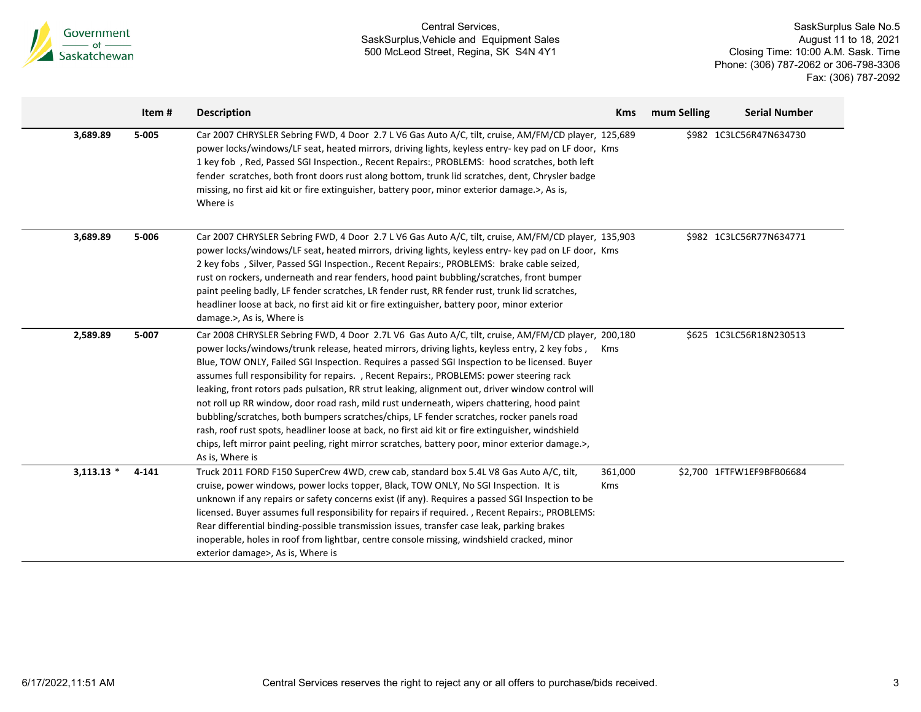| | Item # | Description | Kms | mum Selling | Serial Number |
|---|---|---|---|---|---|
| 3,689.89 | 5-005 | Car 2007 CHRYSLER Sebring FWD, 4 Door 2.7 L V6 Gas Auto A/C, tilt, cruise, AM/FM/CD player, power locks/windows/LF seat, heated mirrors, driving lights, keyless entry- key pad on LF door, 1 key fob , Red, Passed SGI Inspection., Recent Repairs:, PROBLEMS: hood scratches, both left fender scratches, both front doors rust along bottom, trunk lid scratches, dent, Chrysler badge missing, no first aid kit or fire extinguisher, battery poor, minor exterior damage.>, As is, Where is | 125,689 Kms | $982 | 1C3LC56R47N634730 |
| 3,689.89 | 5-006 | Car 2007 CHRYSLER Sebring FWD, 4 Door 2.7 L V6 Gas Auto A/C, tilt, cruise, AM/FM/CD player, power locks/windows/LF seat, heated mirrors, driving lights, keyless entry- key pad on LF door, 2 key fobs , Silver, Passed SGI Inspection., Recent Repairs:, PROBLEMS: brake cable seized, rust on rockers, underneath and rear fenders, hood paint bubbling/scratches, front bumper paint peeling badly, LF fender scratches, LR fender rust, RR fender rust, trunk lid scratches, headliner loose at back, no first aid kit or fire extinguisher, battery poor, minor exterior damage.>, As is, Where is | 135,903 Kms | $982 | 1C3LC56R77N634771 |
| 2,589.89 | 5-007 | Car 2008 CHRYSLER Sebring FWD, 4 Door 2.7L V6 Gas Auto A/C, tilt, cruise, AM/FM/CD player, power locks/windows/trunk release, heated mirrors, driving lights, keyless entry, 2 key fobs , Blue, TOW ONLY, Failed SGI Inspection. Requires a passed SGI Inspection to be licensed. Buyer assumes full responsibility for repairs. , Recent Repairs:, PROBLEMS: power steering rack leaking, front rotors pads pulsation, RR strut leaking, alignment out, driver window control will not roll up RR window, door road rash, mild rust underneath, wipers chattering, hood paint bubbling/scratches, both bumpers scratches/chips, LF fender scratches, rocker panels road rash, roof rust spots, headliner loose at back, no first aid kit or fire extinguisher, windshield chips, left mirror paint peeling, right mirror scratches, battery poor, minor exterior damage.>, As is, Where is | 200,180 Kms | $625 | 1C3LC56R18N230513 |
| 3,113.13 * | 4-141 | Truck 2011 FORD F150 SuperCrew 4WD, crew cab, standard box 5.4L V8 Gas Auto A/C, tilt, cruise, power windows, power locks topper, Black, TOW ONLY, No SGI Inspection. It is unknown if any repairs or safety concerns exist (if any). Requires a passed SGI Inspection to be licensed. Buyer assumes full responsibility for repairs if required. , Recent Repairs:, PROBLEMS: Rear differential binding-possible transmission issues, transfer case leak, parking brakes inoperable, holes in roof from lightbar, centre console missing, windshield cracked, minor exterior damage>, As is, Where is | 361,000 Kms | $2,700 | 1FTFW1EF9BFB06684 |

Central Services reserves the right to reject any or all offers to purchase/bids received.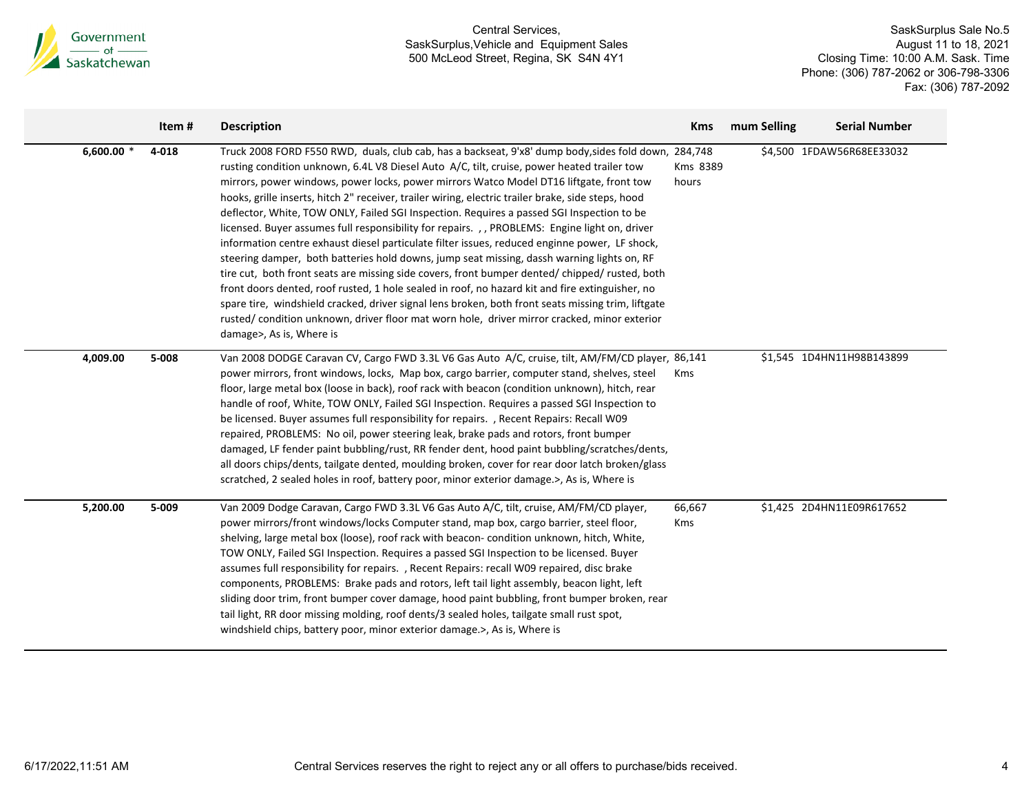| | Item # | Description | Kms | mum Selling | Serial Number |
|---|---|---|---|---|---|
| 6,600.00 * | 4-018 | Truck 2008 FORD F550 RWD, duals, club cab, has a backseat, 9'x8' dump body,sides fold down, rusting condition unknown, 6.4L V8 Diesel Auto A/C, tilt, cruise, power heated trailer tow mirrors, power windows, power locks, power mirrors Watco Model DT16 liftgate, front tow hooks, grille inserts, hitch 2" receiver, trailer wiring, electric trailer brake, side steps, hood deflector, White, TOW ONLY, Failed SGI Inspection. Requires a passed SGI Inspection to be licensed. Buyer assumes full responsibility for repairs. , , PROBLEMS: Engine light on, driver information centre exhaust diesel particulate filter issues, reduced enginne power, LF shock, steering damper, both batteries hold downs, jump seat missing, dassh warning lights on, RF tire cut, both front seats are missing side covers, front bumper dented/ chipped/ rusted, both front doors dented, roof rusted, 1 hole sealed in roof, no hazard kit and fire extinguisher, no spare tire, windshield cracked, driver signal lens broken, both front seats missing trim, liftgate rusted/ condition unknown, driver floor mat worn hole, driver mirror cracked, minor exterior damage>, As is, Where is | 284,748 Kms 8389 hours | $4,500 | 1FDAW56R68EE33032 |
| 4,009.00 | 5-008 | Van 2008 DODGE Caravan CV, Cargo FWD 3.3L V6 Gas Auto A/C, cruise, tilt, AM/FM/CD player, power mirrors, front windows, locks, Map box, cargo barrier, computer stand, shelves, steel floor, large metal box (loose in back), roof rack with beacon (condition unknown), hitch, rear handle of roof, White, TOW ONLY, Failed SGI Inspection. Requires a passed SGI Inspection to be licensed. Buyer assumes full responsibility for repairs. , Recent Repairs: Recall W09 repaired, PROBLEMS: No oil, power steering leak, brake pads and rotors, front bumper damaged, LF fender paint bubbling/rust, RR fender dent, hood paint bubbling/scratches/dents, all doors chips/dents, tailgate dented, moulding broken, cover for rear door latch broken/glass scratched, 2 sealed holes in roof, battery poor, minor exterior damage.>, As is, Where is | 86,141 Kms | $1,545 | 1D4HN11H98B143899 |
| 5,200.00 | 5-009 | Van 2009 Dodge Caravan, Cargo FWD 3.3L V6 Gas Auto A/C, tilt, cruise, AM/FM/CD player, power mirrors/front windows/locks Computer stand, map box, cargo barrier, steel floor, shelving, large metal box (loose), roof rack with beacon- condition unknown, hitch, White, TOW ONLY, Failed SGI Inspection. Requires a passed SGI Inspection to be licensed. Buyer assumes full responsibility for repairs. , Recent Repairs: recall W09 repaired, disc brake components, PROBLEMS: Brake pads and rotors, left tail light assembly, beacon light, left sliding door trim, front bumper cover damage, hood paint bubbling, front bumper broken, rear tail light, RR door missing molding, roof dents/3 sealed holes, tailgate small rust spot, windshield chips, battery poor, minor exterior damage.>, As is, Where is | 66,667 Kms | $1,425 | 2D4HN11E09R617652 |

Central Services reserves the right to reject any or all offers to purchase/bids received.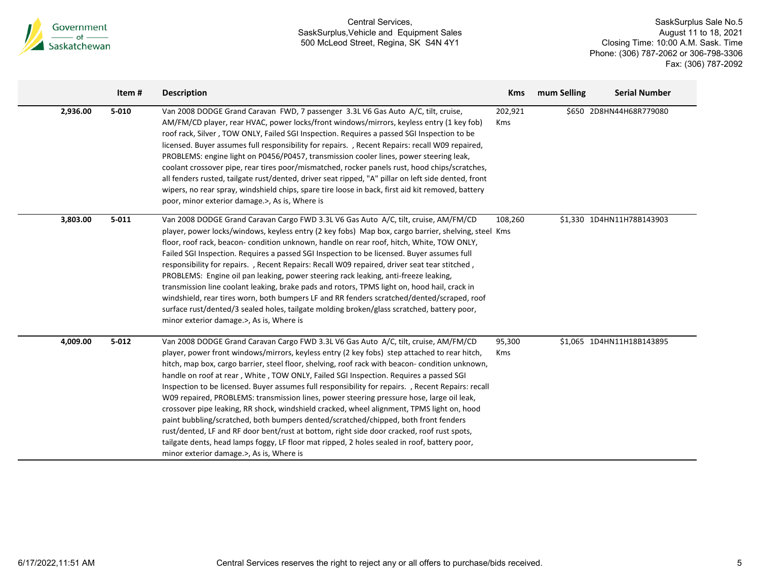Central Services,
SaskSurplus,Vehicle and Equipment Sales
500 McLeod Street, Regina, SK S4N 4Y1

SaskSurplus Sale No.5
August 11 to 18, 2021
Closing Time: 10:00 A.M. Sask. Time
Phone: (306) 787-2062 or 306-798-3306
Fax: (306) 787-2092

| | Item # | Description | Kms | mum Selling | Serial Number |
|---|---|---|---|---|---|
| 2,936.00 | 5-010 | Van 2008 DODGE Grand Caravan FWD, 7 passenger 3.3L V6 Gas Auto A/C, tilt, cruise, AM/FM/CD player, rear HVAC, power locks/front windows/mirrors, keyless entry (1 key fob) roof rack, Silver , TOW ONLY, Failed SGI Inspection. Requires a passed SGI Inspection to be licensed. Buyer assumes full responsibility for repairs. , Recent Repairs: recall W09 repaired, PROBLEMS: engine light on P0456/P0457, transmission cooler lines, power steering leak, coolant crossover pipe, rear tires poor/mismatched, rocker panels rust, hood chips/scratches, all fenders rusted, tailgate rust/dented, driver seat ripped, "A" pillar on left side dented, front wipers, no rear spray, windshield chips, spare tire loose in back, first aid kit removed, battery poor, minor exterior damage.>, As is, Where is | 202,921 Kms | $650 | 2D8HN44H68R779080 |
| 3,803.00 | 5-011 | Van 2008 DODGE Grand Caravan Cargo FWD 3.3L V6 Gas Auto A/C, tilt, cruise, AM/FM/CD player, power locks/windows, keyless entry (2 key fobs) Map box, cargo barrier, shelving, steel floor, roof rack, beacon- condition unknown, handle on rear roof, hitch, White, TOW ONLY, Failed SGI Inspection. Requires a passed SGI Inspection to be licensed. Buyer assumes full responsibility for repairs. , Recent Repairs: Recall W09 repaired, driver seat tear stitched , PROBLEMS: Engine oil pan leaking, power steering rack leaking, anti-freeze leaking, transmission line coolant leaking, brake pads and rotors, TPMS light on, hood hail, crack in windshield, rear tires worn, both bumpers LF and RR fenders scratched/dented/scraped, roof surface rust/dented/3 sealed holes, tailgate molding broken/glass scratched, battery poor, minor exterior damage.>, As is, Where is | 108,260 Kms | $1,330 | 1D4HN11H78B143903 |
| 4,009.00 | 5-012 | Van 2008 DODGE Grand Caravan Cargo FWD 3.3L V6 Gas Auto A/C, tilt, cruise, AM/FM/CD player, power front windows/mirrors, keyless entry (2 key fobs) step attached to rear hitch, hitch, map box, cargo barrier, steel floor, shelving, roof rack with beacon- condition unknown, handle on roof at rear , White , TOW ONLY, Failed SGI Inspection. Requires a passed SGI Inspection to be licensed. Buyer assumes full responsibility for repairs. , Recent Repairs: recall W09 repaired, PROBLEMS: transmission lines, power steering pressure hose, large oil leak, crossover pipe leaking, RR shock, windshield cracked, wheel alignment, TPMS light on, hood paint bubbling/scratched, both bumpers dented/scratched/chipped, both front fenders rust/dented, LF and RF door bent/rust at bottom, right side door cracked, roof rust spots, tailgate dents, head lamps foggy, LF floor mat ripped, 2 holes sealed in roof, battery poor, minor exterior damage.>, As is, Where is | 95,300 Kms | $1,065 | 1D4HN11H18B143895 |

6/17/2022,11:51 AM

Central Services reserves the right to reject any or all offers to purchase/bids received.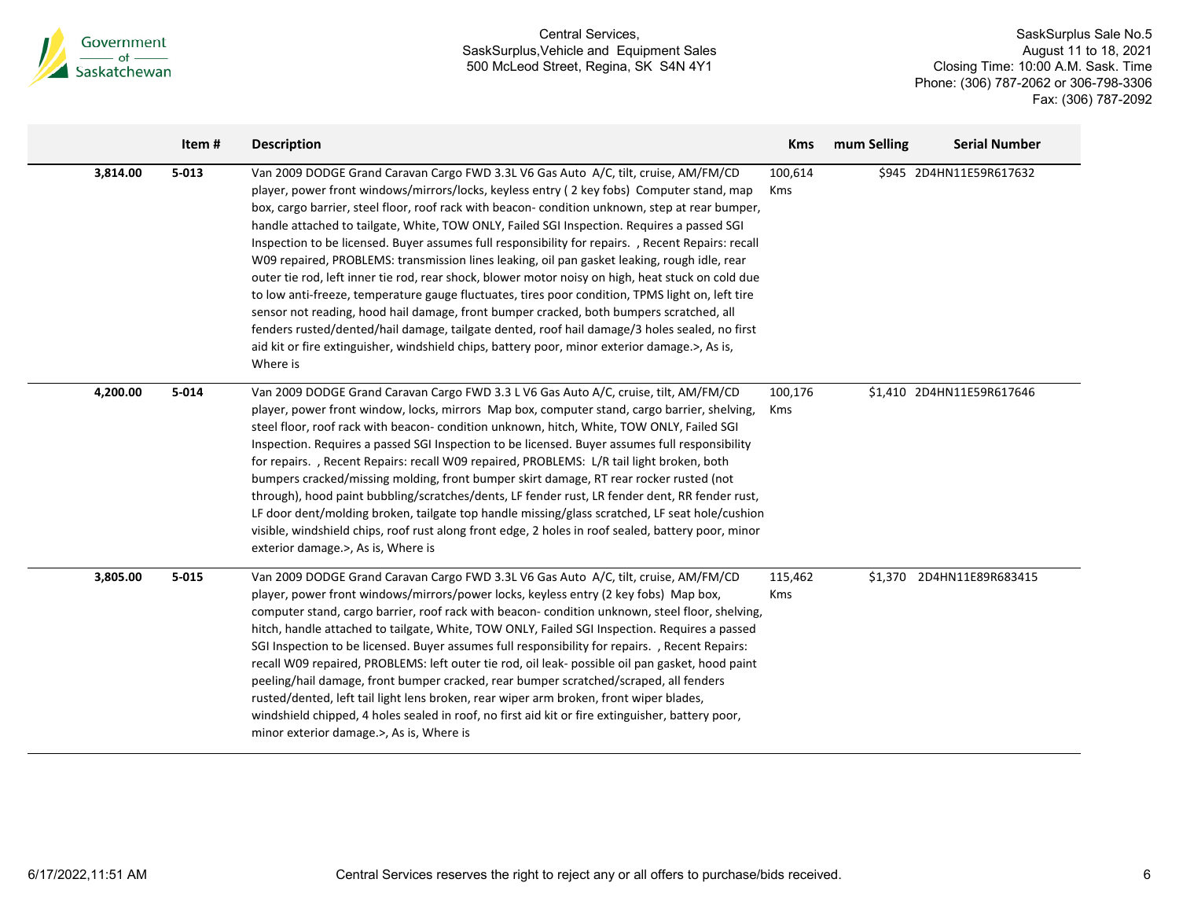| | Item # | Description | Kms | mum Selling | Serial Number |
|---|---|---|---|---|---|
| 3,814.00 | 5-013 | Van 2009 DODGE Grand Caravan Cargo FWD 3.3L V6 Gas Auto A/C, tilt, cruise, AM/FM/CD player, power front windows/mirrors/locks, keyless entry ( 2 key fobs) Computer stand, map box, cargo barrier, steel floor, roof rack with beacon- condition unknown, step at rear bumper, handle attached to tailgate, White, TOW ONLY, Failed SGI Inspection. Requires a passed SGI Inspection to be licensed. Buyer assumes full responsibility for repairs. , Recent Repairs: recall W09 repaired, PROBLEMS: transmission lines leaking, oil pan gasket leaking, rough idle, rear outer tie rod, left inner tie rod, rear shock, blower motor noisy on high, heat stuck on cold due to low anti-freeze, temperature gauge fluctuates, tires poor condition, TPMS light on, left tire sensor not reading, hood hail damage, front bumper cracked, both bumpers scratched, all fenders rusted/dented/hail damage, tailgate dented, roof hail damage/3 holes sealed, no first aid kit or fire extinguisher, windshield chips, battery poor, minor exterior damage.>, As is, Where is | 100,614 Kms | $945 | 2D4HN11E59R617632 |
| 4,200.00 | 5-014 | Van 2009 DODGE Grand Caravan Cargo FWD 3.3 L V6 Gas Auto A/C, cruise, tilt, AM/FM/CD player, power front window, locks, mirrors Map box, computer stand, cargo barrier, shelving, steel floor, roof rack with beacon- condition unknown, hitch, White, TOW ONLY, Failed SGI Inspection. Requires a passed SGI Inspection to be licensed. Buyer assumes full responsibility for repairs. , Recent Repairs: recall W09 repaired, PROBLEMS: L/R tail light broken, both bumpers cracked/missing molding, front bumper skirt damage, RT rear rocker rusted (not through), hood paint bubbling/scratches/dents, LF fender rust, LR fender dent, RR fender rust, LF door dent/molding broken, tailgate top handle missing/glass scratched, LF seat hole/cushion visible, windshield chips, roof rust along front edge, 2 holes in roof sealed, battery poor, minor exterior damage.>, As is, Where is | 100,176 Kms | $1,410 | 2D4HN11E59R617646 |
| 3,805.00 | 5-015 | Van 2009 DODGE Grand Caravan Cargo FWD 3.3L V6 Gas Auto A/C, tilt, cruise, AM/FM/CD player, power front windows/mirrors/power locks, keyless entry (2 key fobs) Map box, computer stand, cargo barrier, roof rack with beacon- condition unknown, steel floor, shelving, hitch, handle attached to tailgate, White, TOW ONLY, Failed SGI Inspection. Requires a passed SGI Inspection to be licensed. Buyer assumes full responsibility for repairs. , Recent Repairs: recall W09 repaired, PROBLEMS: left outer tie rod, oil leak- possible oil pan gasket, hood paint peeling/hail damage, front bumper cracked, rear bumper scratched/scraped, all fenders rusted/dented, left tail light lens broken, rear wiper arm broken, front wiper blades, windshield chipped, 4 holes sealed in roof, no first aid kit or fire extinguisher, battery poor, minor exterior damage.>, As is, Where is | 115,462 Kms | $1,370 | 2D4HN11E89R683415 |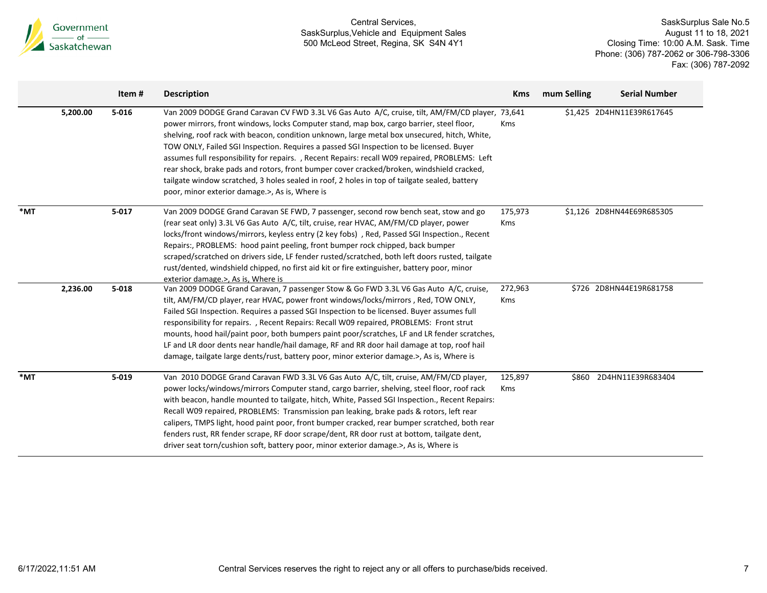Central Services,
SaskSurplus,Vehicle and Equipment Sales
500 McLeod Street, Regina, SK S4N 4Y1

SaskSurplus Sale No.5
August 11 to 18, 2021
Closing Time: 10:00 A.M. Sask. Time
Phone: (306) 787-2062 or 306-798-3306
Fax: (306) 787-2092

| | Item # | Description | Kms | mum Selling | Serial Number |
|---|---|---|---|---|---|
| 5,200.00 | 5-016 | Van 2009 DODGE Grand Caravan CV FWD 3.3L V6 Gas Auto A/C, cruise, tilt, AM/FM/CD player, power mirrors, front windows, locks Computer stand, map box, cargo barrier, steel floor, shelving, roof rack with beacon, condition unknown, large metal box unsecured, hitch, White, TOW ONLY, Failed SGI Inspection. Requires a passed SGI Inspection to be licensed. Buyer assumes full responsibility for repairs. , Recent Repairs: recall W09 repaired, PROBLEMS: Left rear shock, brake pads and rotors, front bumper cover cracked/broken, windshield cracked, tailgate window scratched, 3 holes sealed in roof, 2 holes in top of tailgate sealed, battery poor, minor exterior damage.>, As is, Where is | 73,641 Kms | $1,425 | 2D4HN11E39R617645 |
| *MT | 5-017 | Van 2009 DODGE Grand Caravan SE FWD, 7 passenger, second row bench seat, stow and go (rear seat only) 3.3L V6 Gas Auto A/C, tilt, cruise, rear HVAC, AM/FM/CD player, power locks/front windows/mirrors, keyless entry (2 key fobs) , Red, Passed SGI Inspection., Recent Repairs:, PROBLEMS: hood paint peeling, front bumper rock chipped, back bumper scraped/scratched on drivers side, LF fender rusted/scratched, both left doors rusted, tailgate rust/dented, windshield chipped, no first aid kit or fire extinguisher, battery poor, minor exterior damage.>, As is, Where is | 175,973 Kms | $1,126 | 2D8HN44E69R685305 |
| 2,236.00 | 5-018 | Van 2009 DODGE Grand Caravan, 7 passenger Stow & Go FWD 3.3L V6 Gas Auto A/C, cruise, tilt, AM/FM/CD player, rear HVAC, power front windows/locks/mirrors , Red, TOW ONLY, Failed SGI Inspection. Requires a passed SGI Inspection to be licensed. Buyer assumes full responsibility for repairs. , Recent Repairs: Recall W09 repaired, PROBLEMS: Front strut mounts, hood hail/paint poor, both bumpers paint poor/scratches, LF and LR fender scratches, LF and LR door dents near handle/hail damage, RF and RR door hail damage at top, roof hail damage, tailgate large dents/rust, battery poor, minor exterior damage.>, As is, Where is | 272,963 Kms | $726 | 2D8HN44E19R681758 |
| *MT | 5-019 | Van 2010 DODGE Grand Caravan FWD 3.3L V6 Gas Auto A/C, tilt, cruise, AM/FM/CD player, power locks/windows/mirrors Computer stand, cargo barrier, shelving, steel floor, roof rack with beacon, handle mounted to tailgate, hitch, White, Passed SGI Inspection., Recent Repairs: Recall W09 repaired, PROBLEMS: Transmission pan leaking, brake pads & rotors, left rear calipers, TMPS light, hood paint poor, front bumper cracked, rear bumper scratched, both rear fenders rust, RR fender scrape, RF door scrape/dent, RR door rust at bottom, tailgate dent, driver seat torn/cushion soft, battery poor, minor exterior damage.>, As is, Where is | 125,897 Kms | $860 | 2D4HN11E39R683404 |

Central Services reserves the right to reject any or all offers to purchase/bids received.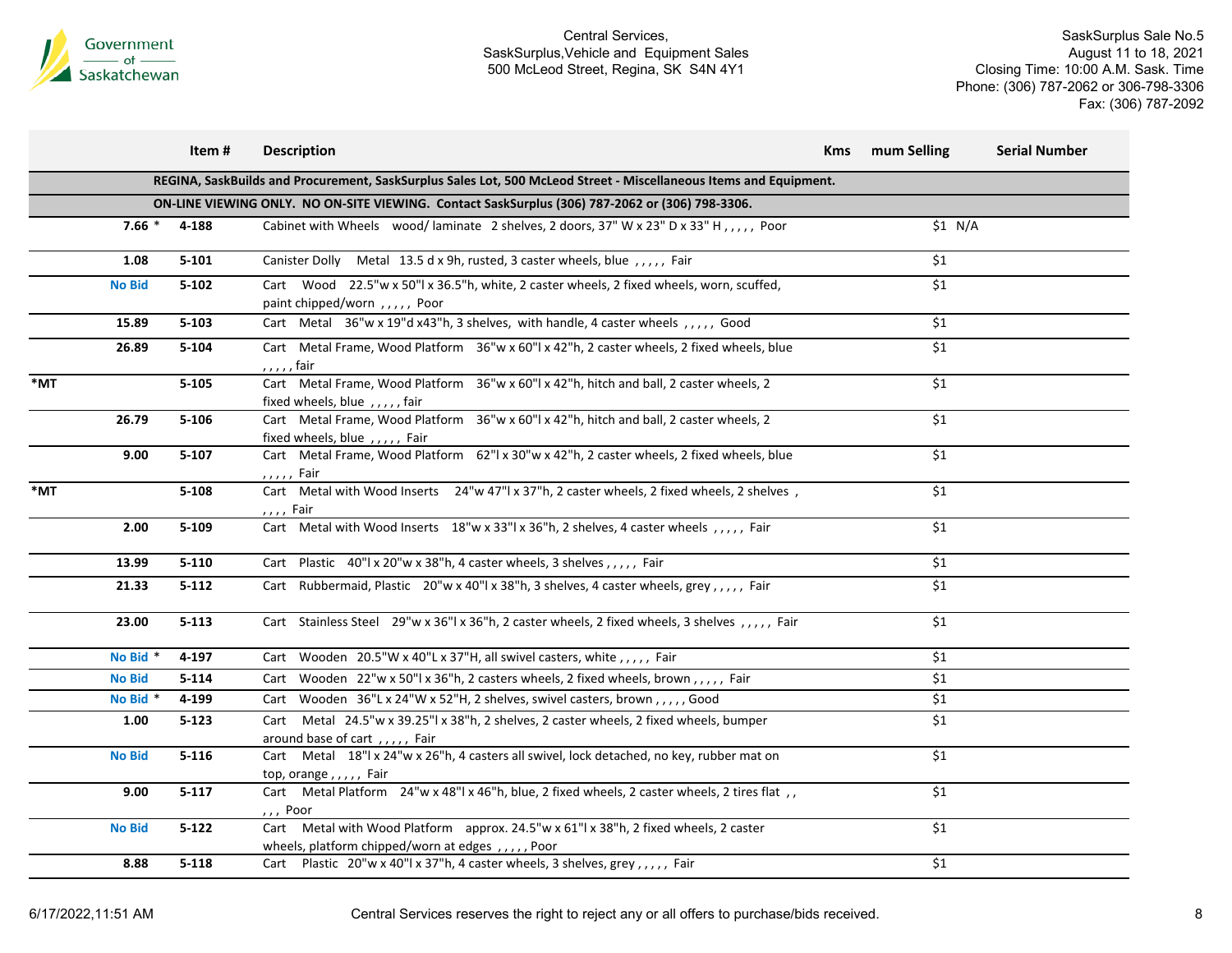Central Services, SaskSurplus,Vehicle and Equipment Sales
500 McLeod Street, Regina, SK S4N 4Y1

SaskSurplus Sale No.5
August 11 to 18, 2021
Closing Time: 10:00 A.M. Sask. Time
Phone: (306) 787-2062 or 306-798-3306
Fax: (306) 787-2092

| | Item # | Description | Kms | mum Selling | Serial Number |
|---|---|---|---|---|---|
| | | REGINA, SaskBuilds and Procurement, SaskSurplus Sales Lot, 500 McLeod Street - Miscellaneous Items and Equipment. | | | |
| | | ON-LINE VIEWING ONLY. NO ON-SITE VIEWING. Contact SaskSurplus (306) 787-2062 or (306) 798-3306. | | | |
| 7.66 * | 4-188 | Cabinet with Wheels wood/ laminate 2 shelves, 2 doors, 37" W x 23" D x 33" H , , , , , Poor | | $1 | N/A |
| 1.08 | 5-101 | Canister Dolly Metal 13.5 d x 9h, rusted, 3 caster wheels, blue , , , , , Fair | | $1 | |
| No Bid | 5-102 | Cart Wood 22.5"w x 50"l x 36.5"h, white, 2 caster wheels, 2 fixed wheels, worn, scuffed, paint chipped/worn , , , , , Poor | | $1 | |
| 15.89 | 5-103 | Cart Metal 36"w x 19"d x43"h, 3 shelves, with handle, 4 caster wheels , , , , , Good | | $1 | |
| 26.89 | 5-104 | Cart Metal Frame, Wood Platform 36"w x 60"l x 42"h, 2 caster wheels, 2 fixed wheels, blue , , , , , fair | | $1 | |
| *MT | 5-105 | Cart Metal Frame, Wood Platform 36"w x 60"l x 42"h, hitch and ball, 2 caster wheels, 2 fixed wheels, blue , , , , , fair | | $1 | |
| 26.79 | 5-106 | Cart Metal Frame, Wood Platform 36"w x 60"l x 42"h, hitch and ball, 2 caster wheels, 2 fixed wheels, blue , , , , , Fair | | $1 | |
| 9.00 | 5-107 | Cart Metal Frame, Wood Platform 62"l x 30"w x 42"h, 2 caster wheels, 2 fixed wheels, blue , , , , , Fair | | $1 | |
| *MT | 5-108 | Cart Metal with Wood Inserts 24"w 47"l x 37"h, 2 caster wheels, 2 fixed wheels, 2 shelves , , , , , Fair | | $1 | |
| 2.00 | 5-109 | Cart Metal with Wood Inserts 18"w x 33"l x 36"h, 2 shelves, 4 caster wheels , , , , , Fair | | $1 | |
| 13.99 | 5-110 | Cart Plastic 40"l x 20"w x 38"h, 4 caster wheels, 3 shelves , , , , , Fair | | $1 | |
| 21.33 | 5-112 | Cart Rubbermaid, Plastic 20"w x 40"l x 38"h, 3 shelves, 4 caster wheels, grey , , , , , Fair | | $1 | |
| 23.00 | 5-113 | Cart Stainless Steel 29"w x 36"l x 36"h, 2 caster wheels, 2 fixed wheels, 3 shelves , , , , , Fair | | $1 | |
| No Bid * | 4-197 | Cart Wooden 20.5"W x 40"L x 37"H, all swivel casters, white , , , , , Fair | | $1 | |
| No Bid | 5-114 | Cart Wooden 22"w x 50"l x 36"h, 2 casters wheels, 2 fixed wheels, brown , , , , , Fair | | $1 | |
| No Bid * | 4-199 | Cart Wooden 36"L x 24"W x 52"H, 2 shelves, swivel casters, brown , , , , , Good | | $1 | |
| 1.00 | 5-123 | Cart Metal 24.5"w x 39.25"l x 38"h, 2 shelves, 2 caster wheels, 2 fixed wheels, bumper around base of cart , , , , , Fair | | $1 | |
| No Bid | 5-116 | Cart Metal 18"l x 24"w x 26"h, 4 casters all swivel, lock detached, no key, rubber mat on top, orange , , , , , Fair | | $1 | |
| 9.00 | 5-117 | Cart Metal Platform 24"w x 48"l x 46"h, blue, 2 fixed wheels, 2 caster wheels, 2 tires flat , , , , , Poor | | $1 | |
| No Bid | 5-122 | Cart Metal with Wood Platform approx. 24.5"w x 61"l x 38"h, 2 fixed wheels, 2 caster wheels, platform chipped/worn at edges , , , , , Poor | | $1 | |
| 8.88 | 5-118 | Cart Plastic 20"w x 40"l x 37"h, 4 caster wheels, 3 shelves, grey , , , , , Fair | | $1 | |

6/17/2022,11:51 AM — Central Services reserves the right to reject any or all offers to purchase/bids received.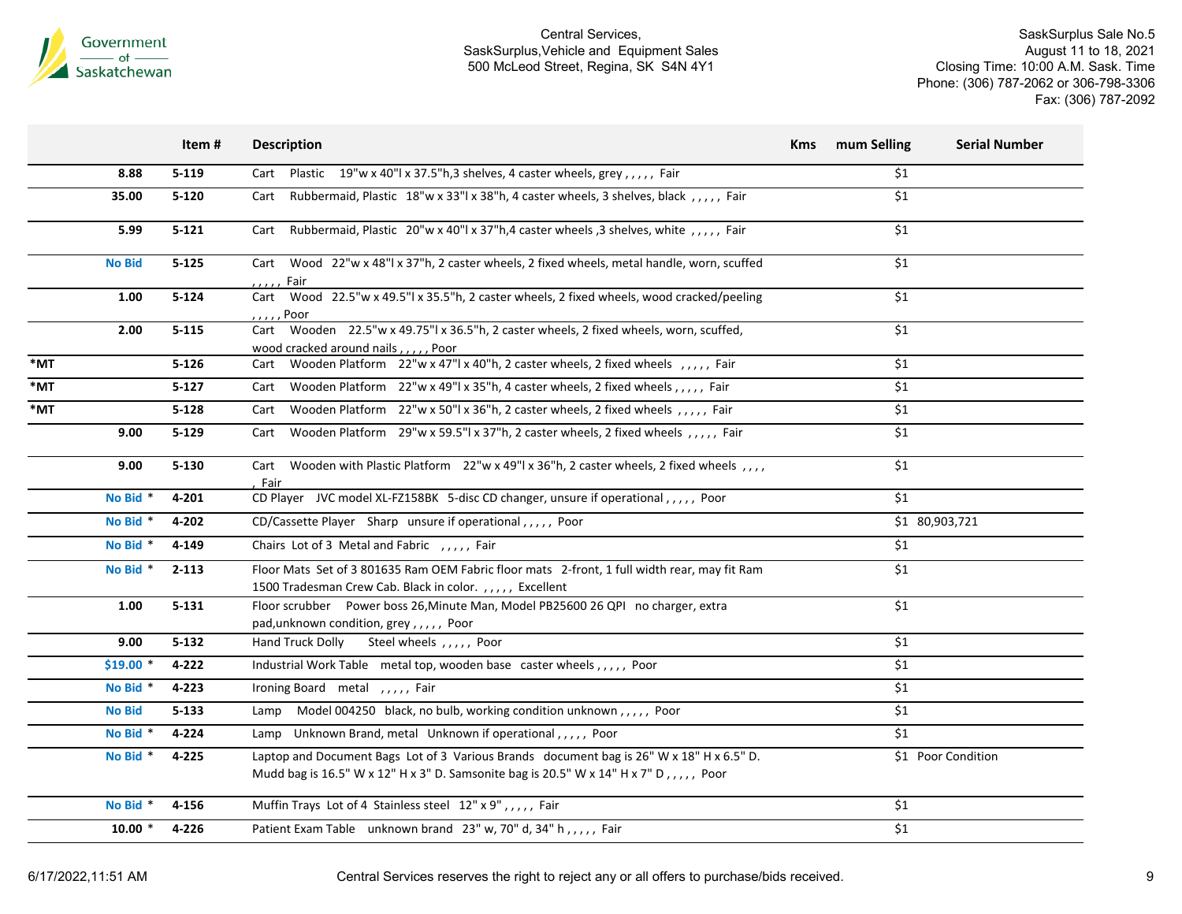Central Services,
SaskSurplus,Vehicle and Equipment Sales
500 McLeod Street, Regina, SK S4N 4Y1

SaskSurplus Sale No.5
August 11 to 18, 2021
Closing Time: 10:00 A.M. Sask. Time
Phone: (306) 787-2062 or 306-798-3306
Fax: (306) 787-2092

| | Item # | Description | Kms | mum Selling | Serial Number |
|---|---|---|---|---|---|
| 8.88 | 5-119 | Cart Plastic 19"w x 40"l x 37.5"h,3 shelves, 4 caster wheels, grey , , , , , Fair | | $1 | |
| 35.00 | 5-120 | Cart Rubbermaid, Plastic 18"w x 33"l x 38"h, 4 caster wheels, 3 shelves, black , , , , , Fair | | $1 | |
| 5.99 | 5-121 | Cart Rubbermaid, Plastic 20"w x 40"l x 37"h,4 caster wheels ,3 shelves, white , , , , , Fair | | $1 | |
| No Bid | 5-125 | Cart Wood 22"w x 48"l x 37"h, 2 caster wheels, 2 fixed wheels, metal handle, worn, scuffed , , , , , Fair | | $1 | |
| 1.00 | 5-124 | Cart Wood 22.5"w x 49.5"l x 35.5"h, 2 caster wheels, 2 fixed wheels, wood cracked/peeling , , , , , Poor | | $1 | |
| 2.00 | 5-115 | Cart Wooden 22.5"w x 49.75"l x 36.5"h, 2 caster wheels, 2 fixed wheels, worn, scuffed, wood cracked around nails , , , , , Poor | | $1 | |
| *MT | 5-126 | Cart Wooden Platform 22"w x 47"l x 40"h, 2 caster wheels, 2 fixed wheels , , , , , Fair | | $1 | |
| *MT | 5-127 | Cart Wooden Platform 22"w x 49"l x 35"h, 4 caster wheels, 2 fixed wheels , , , , , Fair | | $1 | |
| *MT | 5-128 | Cart Wooden Platform 22"w x 50"l x 36"h, 2 caster wheels, 2 fixed wheels , , , , , Fair | | $1 | |
| 9.00 | 5-129 | Cart Wooden Platform 29"w x 59.5"l x 37"h, 2 caster wheels, 2 fixed wheels , , , , , Fair | | $1 | |
| 9.00 | 5-130 | Cart Wooden with Plastic Platform 22"w x 49"l x 36"h, 2 caster wheels, 2 fixed wheels , , , , , Fair | | $1 | |
| No Bid * | 4-201 | CD Player JVC model XL-FZ158BK 5-disc CD changer, unsure if operational , , , , , Poor | | $1 | |
| No Bid * | 4-202 | CD/Cassette Player Sharp unsure if operational , , , , , Poor | | $1 | 80,903,721 |
| No Bid * | 4-149 | Chairs Lot of 3 Metal and Fabric , , , , , Fair | | $1 | |
| No Bid * | 2-113 | Floor Mats Set of 3 801635 Ram OEM Fabric floor mats 2-front, 1 full width rear, may fit Ram 1500 Tradesman Crew Cab. Black in color. , , , , , Excellent | | $1 | |
| 1.00 | 5-131 | Floor scrubber Power boss 26,Minute Man, Model PB25600 26 QPI no charger, extra pad,unknown condition, grey , , , , , Poor | | $1 | |
| 9.00 | 5-132 | Hand Truck Dolly Steel wheels , , , , , Poor | | $1 | |
| $19.00 * | 4-222 | Industrial Work Table metal top, wooden base caster wheels , , , , , Poor | | $1 | |
| No Bid * | 4-223 | Ironing Board metal , , , , , Fair | | $1 | |
| No Bid | 5-133 | Lamp Model 004250 black, no bulb, working condition unknown , , , , , Poor | | $1 | |
| No Bid * | 4-224 | Lamp Unknown Brand, metal Unknown if operational , , , , , Poor | | $1 | |
| No Bid * | 4-225 | Laptop and Document Bags Lot of 3 Various Brands document bag is 26" W x 18" H x 6.5" D. Mudd bag is 16.5" W x 12" H x 3" D. Samsonite bag is 20.5" W x 14" H x 7" D , , , , , Poor | | $1 | Poor Condition |
| No Bid * | 4-156 | Muffin Trays Lot of 4 Stainless steel 12" x 9" , , , , , Fair | | $1 | |
| 10.00 * | 4-226 | Patient Exam Table unknown brand 23" w, 70" d, 34" h , , , , , Fair | | $1 | |

6/17/2022,11:51 AM

Central Services reserves the right to reject any or all offers to purchase/bids received.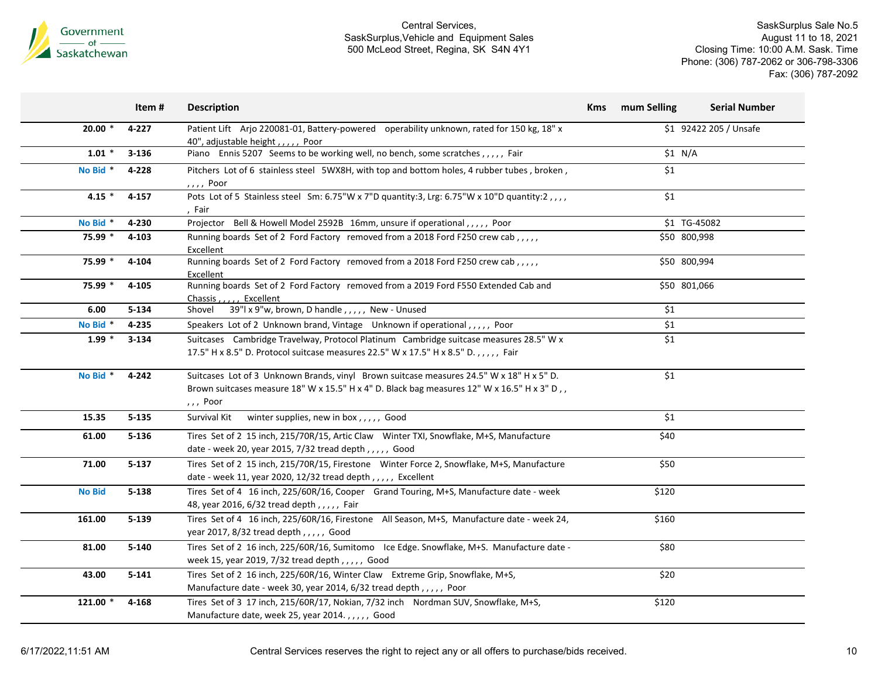Central Services,
SaskSurplus,Vehicle and Equipment Sales
500 McLeod Street, Regina, SK S4N 4Y1

SaskSurplus Sale No.5
August 11 to 18, 2021
Closing Time: 10:00 A.M. Sask. Time
Phone: (306) 787-2062 or 306-798-3306
Fax: (306) 787-2092

| | Item # | Description | Kms | mum Selling | Serial Number |
|---|---|---|---|---|---|
| 20.00 * | 4-227 | Patient Lift Arjo 220081-01, Battery-powered operability unknown, rated for 150 kg, 18" x 40", adjustable height , , , , , Poor | | $1 | 92422 205 / Unsafe |
| 1.01 * | 3-136 | Piano Ennis 5207 Seems to be working well, no bench, some scratches , , , , , Fair | | $1 | N/A |
| No Bid * | 4-228 | Pitchers Lot of 6 stainless steel 5WX8H, with top and bottom holes, 4 rubber tubes , broken , , , , , Poor | | $1 | |
| 4.15 * | 4-157 | Pots Lot of 5 Stainless steel Sm: 6.75"W x 7"D quantity:3, Lrg: 6.75"W x 10"D quantity:2 , , , , , Fair | | $1 | |
| No Bid * | 4-230 | Projector Bell & Howell Model 2592B 16mm, unsure if operational , , , , , Poor | | $1 | TG-45082 |
| 75.99 * | 4-103 | Running boards Set of 2 Ford Factory removed from a 2018 Ford F250 crew cab , , , , , Excellent | | $50 | 800,998 |
| 75.99 * | 4-104 | Running boards Set of 2 Ford Factory removed from a 2018 Ford F250 crew cab , , , , , Excellent | | $50 | 800,994 |
| 75.99 * | 4-105 | Running boards Set of 2 Ford Factory removed from a 2019 Ford F550 Extended Cab and Chassis , , , , , Excellent | | $50 | 801,066 |
| 6.00 | 5-134 | Shovel 39"l x 9"w, brown, D handle , , , , , New - Unused | | $1 | |
| No Bid * | 4-235 | Speakers Lot of 2 Unknown brand, Vintage Unknown if operational , , , , , Poor | | $1 | |
| 1.99 * | 3-134 | Suitcases Cambridge Travelway, Protocol Platinum Cambridge suitcase measures 28.5" W x 17.5" H x 8.5" D. Protocol suitcase measures 22.5" W x 17.5" H x 8.5" D. , , , , , Fair | | $1 | |
| No Bid * | 4-242 | Suitcases Lot of 3 Unknown Brands, vinyl Brown suitcase measures 24.5" W x 18" H x 5" D. Brown suitcases measure 18" W x 15.5" H x 4" D. Black bag measures 12" W x 16.5" H x 3" D , , , , , Poor | | $1 | |
| 15.35 | 5-135 | Survival Kit winter supplies, new in box , , , , , Good | | $1 | |
| 61.00 | 5-136 | Tires Set of 2 15 inch, 215/70R/15, Artic Claw Winter TXI, Snowflake, M+S, Manufacture date - week 20, year 2015, 7/32 tread depth , , , , , Good | | $40 | |
| 71.00 | 5-137 | Tires Set of 2 15 inch, 215/70R/15, Firestone Winter Force 2, Snowflake, M+S, Manufacture date - week 11, year 2020, 12/32 tread depth , , , , , Excellent | | $50 | |
| No Bid | 5-138 | Tires Set of 4 16 inch, 225/60R/16, Cooper Grand Touring, M+S, Manufacture date - week 48, year 2016, 6/32 tread depth , , , , , Fair | | $120 | |
| 161.00 | 5-139 | Tires Set of 4 16 inch, 225/60R/16, Firestone All Season, M+S, Manufacture date - week 24, year 2017, 8/32 tread depth , , , , , Good | | $160 | |
| 81.00 | 5-140 | Tires Set of 2 16 inch, 225/60R/16, Sumitomo Ice Edge. Snowflake, M+S. Manufacture date - week 15, year 2019, 7/32 tread depth , , , , , Good | | $80 | |
| 43.00 | 5-141 | Tires Set of 2 16 inch, 225/60R/16, Winter Claw Extreme Grip, Snowflake, M+S, Manufacture date - week 30, year 2014, 6/32 tread depth , , , , , Poor | | $20 | |
| 121.00 * | 4-168 | Tires Set of 3 17 inch, 215/60R/17, Nokian, 7/32 inch Nordman SUV, Snowflake, M+S, Manufacture date, week 25, year 2014. , , , , , Good | | $120 | |

6/17/2022,11:51 AM

Central Services reserves the right to reject any or all offers to purchase/bids received.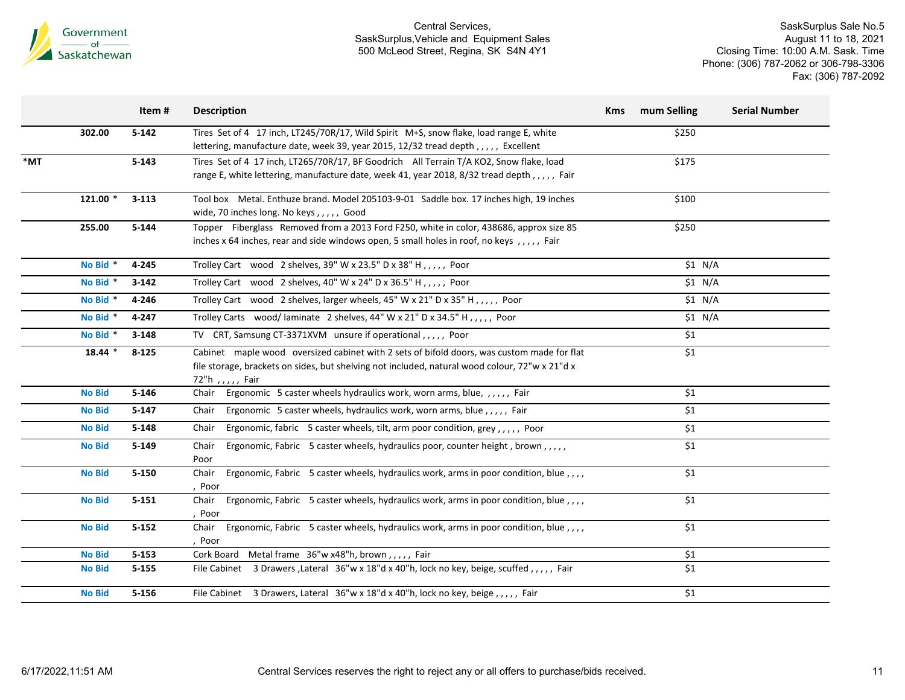| | | Item # | Description | Kms | mum Selling | Serial Number |
|---|---|---|---|---|---|---|
| | 302.00 | 5-142 | Tires Set of 4 17 inch, LT245/70R/17, Wild Spirit M+S, snow flake, load range E, white lettering, manufacture date, week 39, year 2015, 12/32 tread depth , , , , , Excellent | | $250 | |
| *MT | | 5-143 | Tires Set of 4 17 inch, LT265/70R/17, BF Goodrich All Terrain T/A KO2, Snow flake, load range E, white lettering, manufacture date, week 41, year 2018, 8/32 tread depth , , , , , Fair | | $175 | |
| | 121.00 * | 3-113 | Tool box Metal. Enthuze brand. Model 205103-9-01 Saddle box. 17 inches high, 19 inches wide, 70 inches long. No keys , , , , , Good | | $100 | |
| | 255.00 | 5-144 | Topper Fiberglass Removed from a 2013 Ford F250, white in color, 438686, approx size 85 inches x 64 inches, rear and side windows open, 5 small holes in roof, no keys , , , , , Fair | | $250 | |
| | No Bid * | 4-245 | Trolley Cart wood 2 shelves, 39" W x 23.5" D x 38" H , , , , , Poor | | $1 | N/A |
| | No Bid * | 3-142 | Trolley Cart wood 2 shelves, 40" W x 24" D x 36.5" H , , , , , Poor | | $1 | N/A |
| | No Bid * | 4-246 | Trolley Cart wood 2 shelves, larger wheels, 45" W x 21" D x 35" H , , , , , Poor | | $1 | N/A |
| | No Bid * | 4-247 | Trolley Carts wood/ laminate 2 shelves, 44" W x 21" D x 34.5" H , , , , , Poor | | $1 | N/A |
| | No Bid * | 3-148 | TV CRT, Samsung CT-3371XVM unsure if operational , , , , , Poor | | $1 | |
| | 18.44 * | 8-125 | Cabinet maple wood oversized cabinet with 2 sets of bifold doors, was custom made for flat file storage, brackets on sides, but shelving not included, natural wood colour, 72"w x 21"d x 72"h , , , , , Fair | | $1 | |
| | No Bid | 5-146 | Chair Ergonomic 5 caster wheels hydraulics work, worn arms, blue, , , , , , Fair | | $1 | |
| | No Bid | 5-147 | Chair Ergonomic 5 caster wheels, hydraulics work, worn arms, blue , , , , , Fair | | $1 | |
| | No Bid | 5-148 | Chair Ergonomic, fabric 5 caster wheels, tilt, arm poor condition, grey , , , , , Poor | | $1 | |
| | No Bid | 5-149 | Chair Ergonomic, Fabric 5 caster wheels, hydraulics poor, counter height , brown , , , , , Poor | | $1 | |
| | No Bid | 5-150 | Chair Ergonomic, Fabric 5 caster wheels, hydraulics work, arms in poor condition, blue , , , , , Poor | | $1 | |
| | No Bid | 5-151 | Chair Ergonomic, Fabric 5 caster wheels, hydraulics work, arms in poor condition, blue , , , , , Poor | | $1 | |
| | No Bid | 5-152 | Chair Ergonomic, Fabric 5 caster wheels, hydraulics work, arms in poor condition, blue , , , , , Poor | | $1 | |
| | No Bid | 5-153 | Cork Board Metal frame 36"w x48"h, brown , , , , , Fair | | $1 | |
| | No Bid | 5-155 | File Cabinet 3 Drawers ,Lateral 36"w x 18"d x 40"h, lock no key, beige, scuffed , , , , , Fair | | $1 | |
| | No Bid | 5-156 | File Cabinet 3 Drawers, Lateral 36"w x 18"d x 40"h, lock no key, beige , , , , , Fair | | $1 | |

Central Services reserves the right to reject any or all offers to purchase/bids received.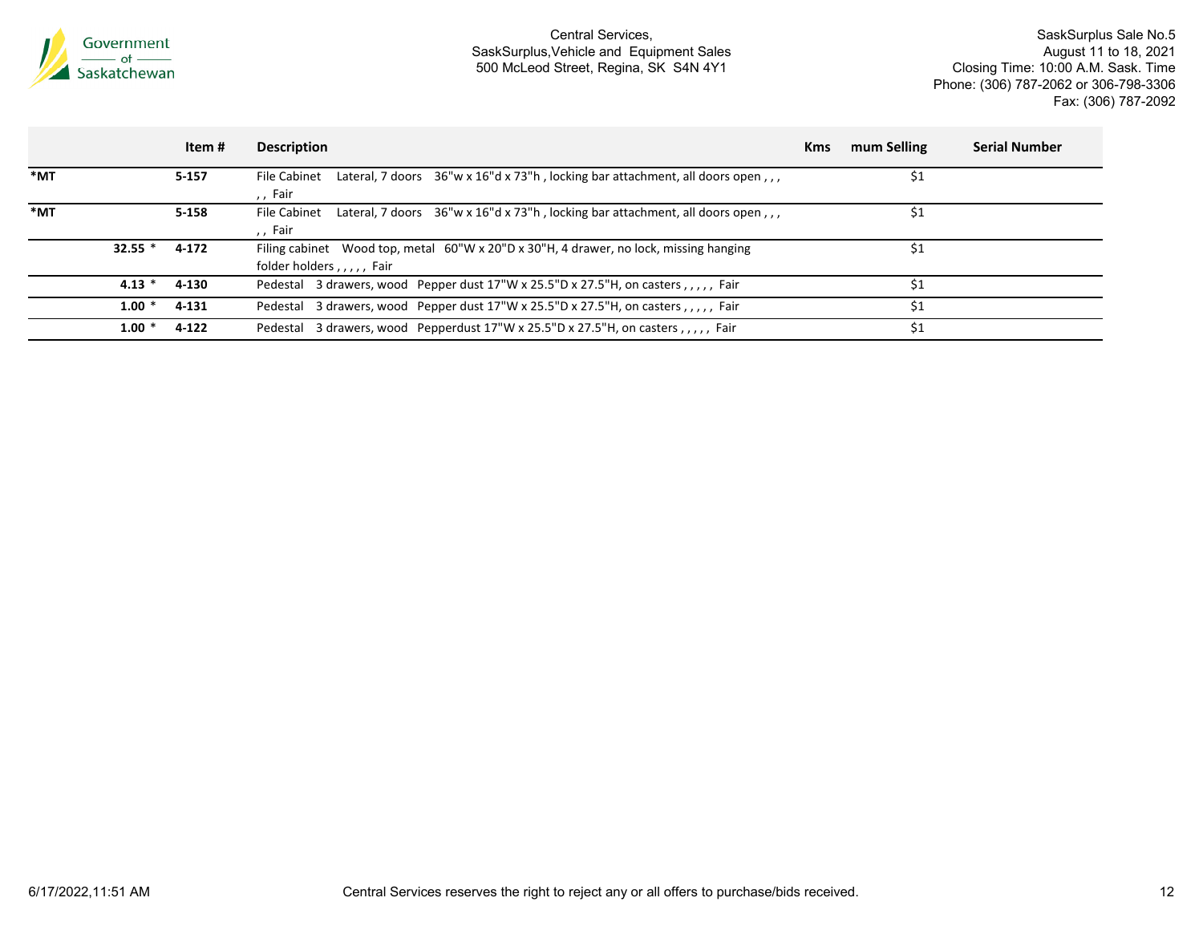|  | Item # | Description | Kms | mum Selling | Serial Number |
|---|---|---|---|---|---|
| *MT | 5-157 | File Cabinet   Lateral, 7 doors   36"w x 16"d x 73"h , locking bar attachment, all doors open , , , , , Fair |  | $1 |  |
| *MT | 5-158 | File Cabinet   Lateral, 7 doors   36"w x 16"d x 73"h , locking bar attachment, all doors open , , , , , Fair |  | $1 |  |
| 32.55 * | 4-172 | Filing cabinet   Wood top, metal   60"W x 20"D x 30"H, 4 drawer, no lock, missing hanging folder holders , , , , , Fair |  | $1 |  |
| 4.13 * | 4-130 | Pedestal   3 drawers, wood   Pepper dust 17"W x 25.5"D x 27.5"H, on casters , , , , , Fair |  | $1 |  |
| 1.00 * | 4-131 | Pedestal   3 drawers, wood   Pepper dust 17"W x 25.5"D x 27.5"H, on casters , , , , , Fair |  | $1 |  |
| 1.00 * | 4-122 | Pedestal   3 drawers, wood   Pepperdust 17"W x 25.5"D x 27.5"H, on casters , , , , , Fair |  | $1 |  |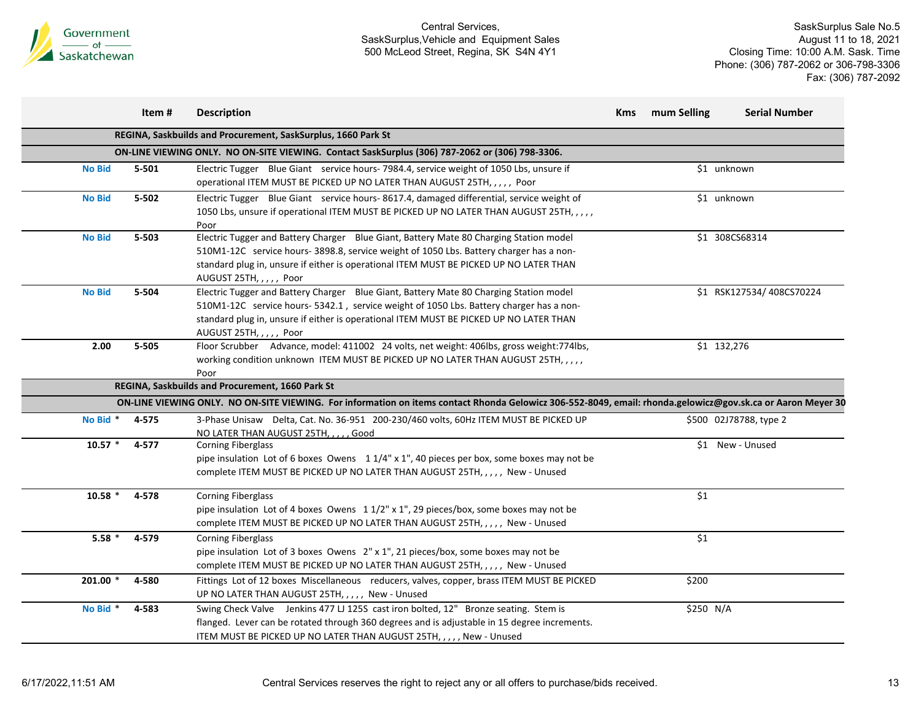Government of Saskatchewan

Central Services,
SaskSurplus,Vehicle and Equipment Sales
500 McLeod Street, Regina, SK S4N 4Y1

SaskSurplus Sale No.5
August 11 to 18, 2021
Closing Time: 10:00 A.M. Sask. Time
Phone: (306) 787-2062 or 306-798-3306
Fax: (306) 787-2092

| | Item # | Description | Kms | mum Selling | Serial Number |
|---|---|---|---|---|---|
| | | **REGINA, Saskbuilds and Procurement, SaskSurplus, 1660 Park St** | | | |
| | | **ON-LINE VIEWING ONLY. NO ON-SITE VIEWING. Contact SaskSurplus (306) 787-2062 or (306) 798-3306.** | | | |
| No Bid | 5-501 | Electric Tugger Blue Giant service hours- 7984.4, service weight of 1050 Lbs, unsure if operational ITEM MUST BE PICKED UP NO LATER THAN AUGUST 25TH, , , , , Poor | | $1 | unknown |
| No Bid | 5-502 | Electric Tugger Blue Giant service hours- 8617.4, damaged differential, service weight of 1050 Lbs, unsure if operational ITEM MUST BE PICKED UP NO LATER THAN AUGUST 25TH, , , , , Poor | | $1 | unknown |
| No Bid | 5-503 | Electric Tugger and Battery Charger Blue Giant, Battery Mate 80 Charging Station model 510M1-12C service hours- 3898.8, service weight of 1050 Lbs. Battery charger has a non-standard plug in, unsure if either is operational ITEM MUST BE PICKED UP NO LATER THAN AUGUST 25TH, , , , , Poor | | $1 | 308CS68314 |
| No Bid | 5-504 | Electric Tugger and Battery Charger Blue Giant, Battery Mate 80 Charging Station model 510M1-12C service hours- 5342.1 , service weight of 1050 Lbs. Battery charger has a non-standard plug in, unsure if either is operational ITEM MUST BE PICKED UP NO LATER THAN AUGUST 25TH, , , , , Poor | | $1 | RSK127534/ 408CS70224 |
| 2.00 | 5-505 | Floor Scrubber Advance, model: 411002 24 volts, net weight: 406lbs, gross weight:774lbs, working condition unknown ITEM MUST BE PICKED UP NO LATER THAN AUGUST 25TH, , , , , Poor | | $1 | 132,276 |
| | | **REGINA, Saskbuilds and Procurement, 1660 Park St** | | | |
| | | **ON-LINE VIEWING ONLY. NO ON-SITE VIEWING. For information on items contact Rhonda Gelowicz 306-552-8049, email: rhonda.gelowicz@gov.sk.ca or Aaron Meyer 30** | | | |
| No Bid * | 4-575 | 3-Phase Unisaw Delta, Cat. No. 36-951 200-230/460 volts, 60Hz ITEM MUST BE PICKED UP NO LATER THAN AUGUST 25TH, , , , , Good | | $500 | 02J78788, type 2 |
| 10.57 * | 4-577 | Corning Fiberglass<br>pipe insulation Lot of 6 boxes Owens 1 1/4" x 1", 40 pieces per box, some boxes may not be complete ITEM MUST BE PICKED UP NO LATER THAN AUGUST 25TH, , , , , New - Unused | | $1 | New - Unused |
| 10.58 * | 4-578 | Corning Fiberglass<br>pipe insulation Lot of 4 boxes Owens 1 1/2" x 1", 29 pieces/box, some boxes may not be complete ITEM MUST BE PICKED UP NO LATER THAN AUGUST 25TH, , , , , New - Unused | | $1 | |
| 5.58 * | 4-579 | Corning Fiberglass<br>pipe insulation Lot of 3 boxes Owens 2" x 1", 21 pieces/box, some boxes may not be complete ITEM MUST BE PICKED UP NO LATER THAN AUGUST 25TH, , , , , New - Unused | | $1 | |
| 201.00 * | 4-580 | Fittings Lot of 12 boxes Miscellaneous reducers, valves, copper, brass ITEM MUST BE PICKED UP NO LATER THAN AUGUST 25TH, , , , , New - Unused | | $200 | |
| No Bid * | 4-583 | Swing Check Valve Jenkins 477 LJ 125S cast iron bolted, 12" Bronze seating. Stem is flanged. Lever can be rotated through 360 degrees and is adjustable in 15 degree increments. ITEM MUST BE PICKED UP NO LATER THAN AUGUST 25TH, , , , , New - Unused | | $250 | N/A |

6/17/2022,11:51 AM

Central Services reserves the right to reject any or all offers to purchase/bids received.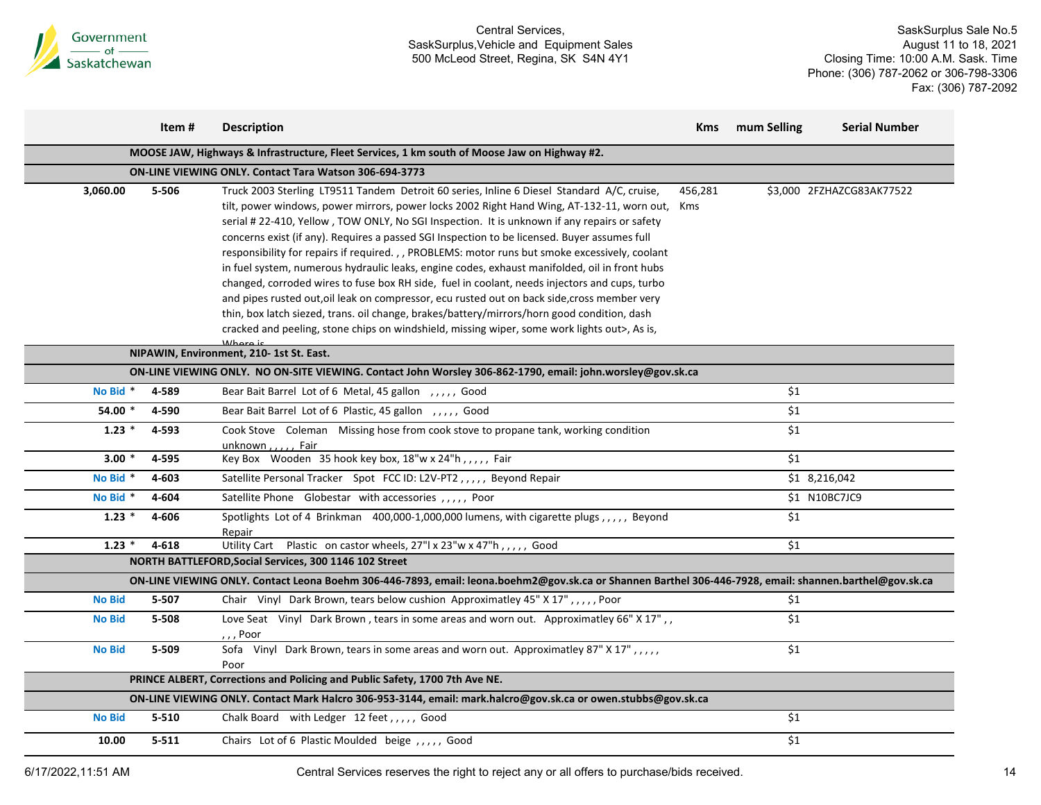Central Services,
SaskSurplus,Vehicle and Equipment Sales
500 McLeod Street, Regina, SK S4N 4Y1

SaskSurplus Sale No.5
August 11 to 18, 2021
Closing Time: 10:00 A.M. Sask. Time
Phone: (306) 787-2062 or 306-798-3306
Fax: (306) 787-2092

| | Item # | Description | Kms | mum Selling | Serial Number |
|---|---|---|---|---|---|
| | **MOOSE JAW, Highways & Infrastructure, Fleet Services, 1 km south of Moose Jaw on Highway #2.** | | | | |
| | **ON-LINE VIEWING ONLY. Contact Tara Watson 306-694-3773** | | | | |
| **3,060.00** | **5-506** | Truck 2003 Sterling LT9511 Tandem Detroit 60 series, Inline 6 Diesel Standard A/C, cruise, tilt, power windows, power mirrors, power locks 2002 Right Hand Wing, AT-132-11, worn out, serial # 22-410, Yellow , TOW ONLY, No SGI Inspection. It is unknown if any repairs or safety concerns exist (if any). Requires a passed SGI Inspection to be licensed. Buyer assumes full responsibility for repairs if required. , , PROBLEMS: motor runs but smoke excessively, coolant in fuel system, numerous hydraulic leaks, engine codes, exhaust manifolded, oil in front hubs changed, corroded wires to fuse box RH side, fuel in coolant, needs injectors and cups, turbo and pipes rusted out,oil leak on compressor, ecu rusted out on back side,cross member very thin, box latch siezed, trans. oil change, brakes/battery/mirrors/horn good condition, dash cracked and peeling, stone chips on windshield, missing wiper, some work lights out>, As is, Where is | 456,281 Kms | $3,000 | 2FZHAZCG83AK77522 |
| | **NIPAWIN, Environment, 210- 1st St. East.** | | | | |
| | **ON-LINE VIEWING ONLY. NO ON-SITE VIEWING. Contact John Worsley 306-862-1790, email: john.worsley@gov.sk.ca** | | | | |
| **No Bid** * | **4-589** | Bear Bait Barrel Lot of 6 Metal, 45 gallon , , , , , Good | | $1 | |
| **54.00** * | **4-590** | Bear Bait Barrel Lot of 6 Plastic, 45 gallon , , , , , Good | | $1 | |
| **1.23** * | **4-593** | Cook Stove Coleman Missing hose from cook stove to propane tank, working condition unknown , , , , , Fair | | $1 | |
| **3.00** * | **4-595** | Key Box Wooden 35 hook key box, 18"w x 24"h , , , , , Fair | | $1 | |
| **No Bid** * | **4-603** | Satellite Personal Tracker Spot FCC ID: L2V-PT2 , , , , , Beyond Repair | | $1 | 8,216,042 |
| **No Bid** * | **4-604** | Satellite Phone Globestar with accessories , , , , , Poor | | $1 | N10BC7JC9 |
| **1.23** * | **4-606** | Spotlights Lot of 4 Brinkman 400,000-1,000,000 lumens, with cigarette plugs , , , , , Beyond Repair | | $1 | |
| **1.23** * | **4-618** | Utility Cart Plastic on castor wheels, 27"l x 23"w x 47"h , , , , , Good | | $1 | |
| | **NORTH BATTLEFORD,Social Services, 300 1146 102 Street** | | | | |
| | **ON-LINE VIEWING ONLY. Contact Leona Boehm 306-446-7893, email: leona.boehm2@gov.sk.ca or Shannen Barthel 306-446-7928, email: shannen.barthel@gov.sk.ca** | | | | |
| **No Bid** | **5-507** | Chair Vinyl Dark Brown, tears below cushion Approximatley 45" X 17" , , , , , Poor | | $1 | |
| **No Bid** | **5-508** | Love Seat Vinyl Dark Brown , tears in some areas and worn out. Approximatley 66" X 17" , , , , , Poor | | $1 | |
| **No Bid** | **5-509** | Sofa Vinyl Dark Brown, tears in some areas and worn out. Approximatley 87" X 17" , , , , , Poor | | $1 | |
| | **PRINCE ALBERT, Corrections and Policing and Public Safety, 1700 7th Ave NE.** | | | | |
| | **ON-LINE VIEWING ONLY. Contact Mark Halcro 306-953-3144, email: mark.halcro@gov.sk.ca or owen.stubbs@gov.sk.ca** | | | | |
| **No Bid** | **5-510** | Chalk Board with Ledger 12 feet , , , , , Good | | $1 | |
| **10.00** | **5-511** | Chairs Lot of 6 Plastic Moulded beige , , , , , Good | | $1 | |

6/17/2022,11:51 AM

Central Services reserves the right to reject any or all offers to purchase/bids received.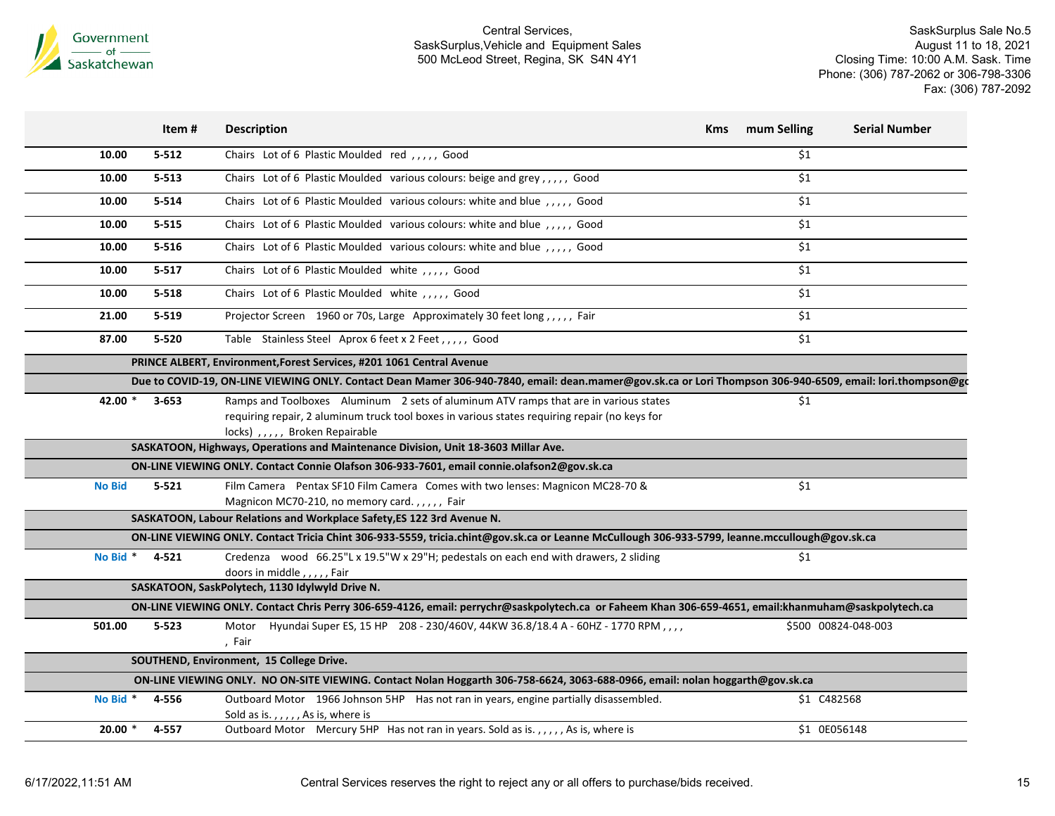Central Services,
SaskSurplus,Vehicle and Equipment Sales
500 McLeod Street, Regina, SK S4N 4Y1

SaskSurplus Sale No.5
August 11 to 18, 2021
Closing Time: 10:00 A.M. Sask. Time
Phone: (306) 787-2062 or 306-798-3306
Fax: (306) 787-2092

| | Item # | Description | Kms | mum Selling | Serial Number |
|---|---|---|---|---|---|
| 10.00 | 5-512 | Chairs Lot of 6 Plastic Moulded red , , , , , Good | | $1 | |
| 10.00 | 5-513 | Chairs Lot of 6 Plastic Moulded various colours: beige and grey , , , , , Good | | $1 | |
| 10.00 | 5-514 | Chairs Lot of 6 Plastic Moulded various colours: white and blue , , , , , Good | | $1 | |
| 10.00 | 5-515 | Chairs Lot of 6 Plastic Moulded various colours: white and blue , , , , , Good | | $1 | |
| 10.00 | 5-516 | Chairs Lot of 6 Plastic Moulded various colours: white and blue , , , , , Good | | $1 | |
| 10.00 | 5-517 | Chairs Lot of 6 Plastic Moulded white , , , , , Good | | $1 | |
| 10.00 | 5-518 | Chairs Lot of 6 Plastic Moulded white , , , , , Good | | $1 | |
| 21.00 | 5-519 | Projector Screen 1960 or 70s, Large Approximately 30 feet long , , , , , Fair | | $1 | |
| 87.00 | 5-520 | Table Stainless Steel Aprox 6 feet x 2 Feet , , , , , Good | | $1 | |
| | **PRINCE ALBERT, Environment,Forest Services, #201 1061 Central Avenue** | | | | |
| | **Due to COVID-19, ON-LINE VIEWING ONLY. Contact Dean Mamer 306-940-7840, email: dean.mamer@gov.sk.ca or Lori Thompson 306-940-6509, email: lori.thompson@gc** | | | | |
| 42.00 * | 3-653 | Ramps and Toolboxes Aluminum 2 sets of aluminum ATV ramps that are in various states requiring repair, 2 aluminum truck tool boxes in various states requiring repair (no keys for locks) , , , , , Broken Repairable | | $1 | |
| | **SASKATOON, Highways, Operations and Maintenance Division, Unit 18-3603 Millar Ave.** | | | | |
| | **ON-LINE VIEWING ONLY. Contact Connie Olafson 306-933-7601, email connie.olafson2@gov.sk.ca** | | | | |
| No Bid | 5-521 | Film Camera Pentax SF10 Film Camera Comes with two lenses: Magnicon MC28-70 & Magnicon MC70-210, no memory card. , , , , , Fair | | $1 | |
| | **SASKATOON, Labour Relations and Workplace Safety,ES 122 3rd Avenue N.** | | | | |
| | **ON-LINE VIEWING ONLY. Contact Tricia Chint 306-933-5559, tricia.chint@gov.sk.ca or Leanne McCullough 306-933-5799, leanne.mccullough@gov.sk.ca** | | | | |
| No Bid * | 4-521 | Credenza wood 66.25"L x 19.5"W x 29"H; pedestals on each end with drawers, 2 sliding doors in middle , , , , , Fair | | $1 | |
| | **SASKATOON, SaskPolytech, 1130 Idylwyld Drive N.** | | | | |
| | **ON-LINE VIEWING ONLY. Contact Chris Perry 306-659-4126, email: perrychr@saskpolytech.ca or Faheem Khan 306-659-4651, email:khanmuham@saskpolytech.ca** | | | | |
| 501.00 | 5-523 | Motor Hyundai Super ES, 15 HP 208 - 230/460V, 44KW 36.8/18.4 A - 60HZ - 1770 RPM , , , , , Fair | | $500 | 00824-048-003 |
| | **SOUTHEND, Environment, 15 College Drive.** | | | | |
| | **ON-LINE VIEWING ONLY. NO ON-SITE VIEWING. Contact Nolan Hoggarth 306-758-6624, 3063-688-0966, email: nolan hoggarth@gov.sk.ca** | | | | |
| No Bid * | 4-556 | Outboard Motor 1966 Johnson 5HP Has not ran in years, engine partially disassembled. Sold as is. , , , , , As is, where is | | $1 | C482568 |
| 20.00 * | 4-557 | Outboard Motor Mercury 5HP Has not ran in years. Sold as is. , , , , , As is, where is | | $1 | 0E056148 |

6/17/2022,11:51 AM

Central Services reserves the right to reject any or all offers to purchase/bids received.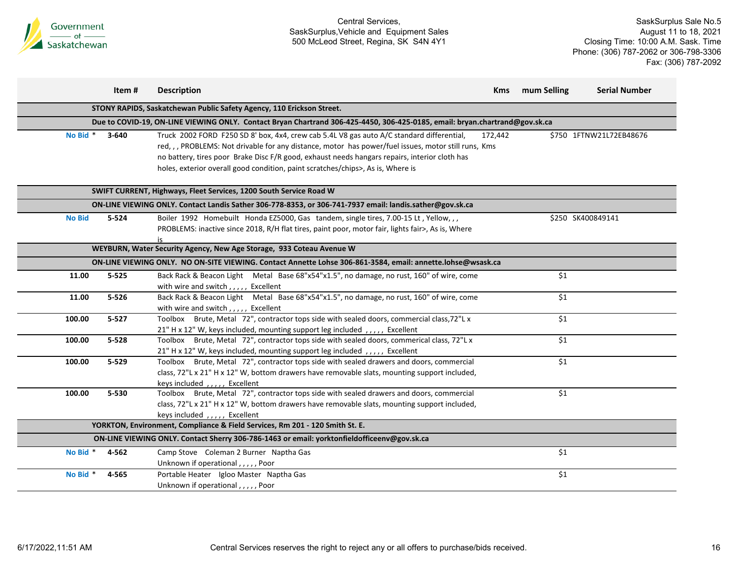Central Services,
SaskSurplus,Vehicle and Equipment Sales
500 McLeod Street, Regina, SK S4N 4Y1

SaskSurplus Sale No.5
August 11 to 18, 2021
Closing Time: 10:00 A.M. Sask. Time
Phone: (306) 787-2062 or 306-798-3306
Fax: (306) 787-2092

| | Item # | Description | Kms | mum Selling | Serial Number |
|---|---|---|---|---|---|
| | | **STONY RAPIDS, Saskatchewan Public Safety Agency, 110 Erickson Street.** | | | |
| | | **Due to COVID-19, ON-LINE VIEWING ONLY. Contact Bryan Chartrand 306-425-4450, 306-425-0185, email: bryan.chartrand@gov.sk.ca** | | | |
| No Bid * | 3-640 | Truck 2002 FORD F250 SD 8' box, 4x4, crew cab 5.4L V8 gas auto A/C standard differential, red, , , PROBLEMS: Not drivable for any distance, motor has power/fuel issues, motor still runs, no battery, tires poor Brake Disc F/R good, exhaust needs hangars repairs, interior cloth has holes, exterior overall good condition, paint scratches/chips>, As is, Where is | 172,442 Kms | $750 | 1FTNW21L72EB48676 |
| | | **SWIFT CURRENT, Highways, Fleet Services, 1200 South Service Road W** | | | |
| | | **ON-LINE VIEWING ONLY. Contact Landis Sather 306-778-8353, or 306-741-7937 email: landis.sather@gov.sk.ca** | | | |
| No Bid | 5-524 | Boiler 1992 Homebuilt Honda EZ5000, Gas tandem, single tires, 7.00-15 Lt , Yellow, , , PROBLEMS: inactive since 2018, R/H flat tires, paint poor, motor fair, lights fair>, As is, Where is | | $250 | SK400849141 |
| | | **WEYBURN, Water Security Agency, New Age Storage, 933 Coteau Avenue W** | | | |
| | | **ON-LINE VIEWING ONLY. NO ON-SITE VIEWING. Contact Annette Lohse 306-861-3584, email: annette.lohse@wsask.ca** | | | |
| 11.00 | 5-525 | Back Rack & Beacon Light Metal Base 68"x54"x1.5", no damage, no rust, 160" of wire, come with wire and switch , , , , , Excellent | | $1 | |
| 11.00 | 5-526 | Back Rack & Beacon Light Metal Base 68"x54"x1.5", no damage, no rust, 160" of wire, come with wire and switch , , , , , Excellent | | $1 | |
| 100.00 | 5-527 | Toolbox Brute, Metal 72", contractor tops side with sealed doors, commercial class,72"L x 21" H x 12" W, keys included, mounting support leg included , , , , , Excellent | | $1 | |
| 100.00 | 5-528 | Toolbox Brute, Metal 72", contractor tops side with sealed doors, commerical class, 72"L x 21" H x 12" W, keys included, mounting support leg included , , , , , Excellent | | $1 | |
| 100.00 | 5-529 | Toolbox Brute, Metal 72", contractor tops side with sealed drawers and doors, commercial class, 72"L x 21" H x 12" W, bottom drawers have removable slats, mounting support included, keys included , , , , , Excellent | | $1 | |
| 100.00 | 5-530 | Toolbox Brute, Metal 72", contractor tops side with sealed drawers and doors, commercial class, 72"L x 21" H x 12" W, bottom drawers have removable slats, mounting support included, keys included , , , , , Excellent | | $1 | |
| | | **YORKTON, Environment, Compliance & Field Services, Rm 201 - 120 Smith St. E.** | | | |
| | | **ON-LINE VIEWING ONLY. Contact Sherry 306-786-1463 or email: yorktonfieldofficeenv@gov.sk.ca** | | | |
| No Bid * | 4-562 | Camp Stove Coleman 2 Burner Naptha Gas Unknown if operational , , , , , Poor | | $1 | |
| No Bid * | 4-565 | Portable Heater Igloo Master Naptha Gas Unknown if operational , , , , , Poor | | $1 | |

6/17/2022,11:51 AM

Central Services reserves the right to reject any or all offers to purchase/bids received.